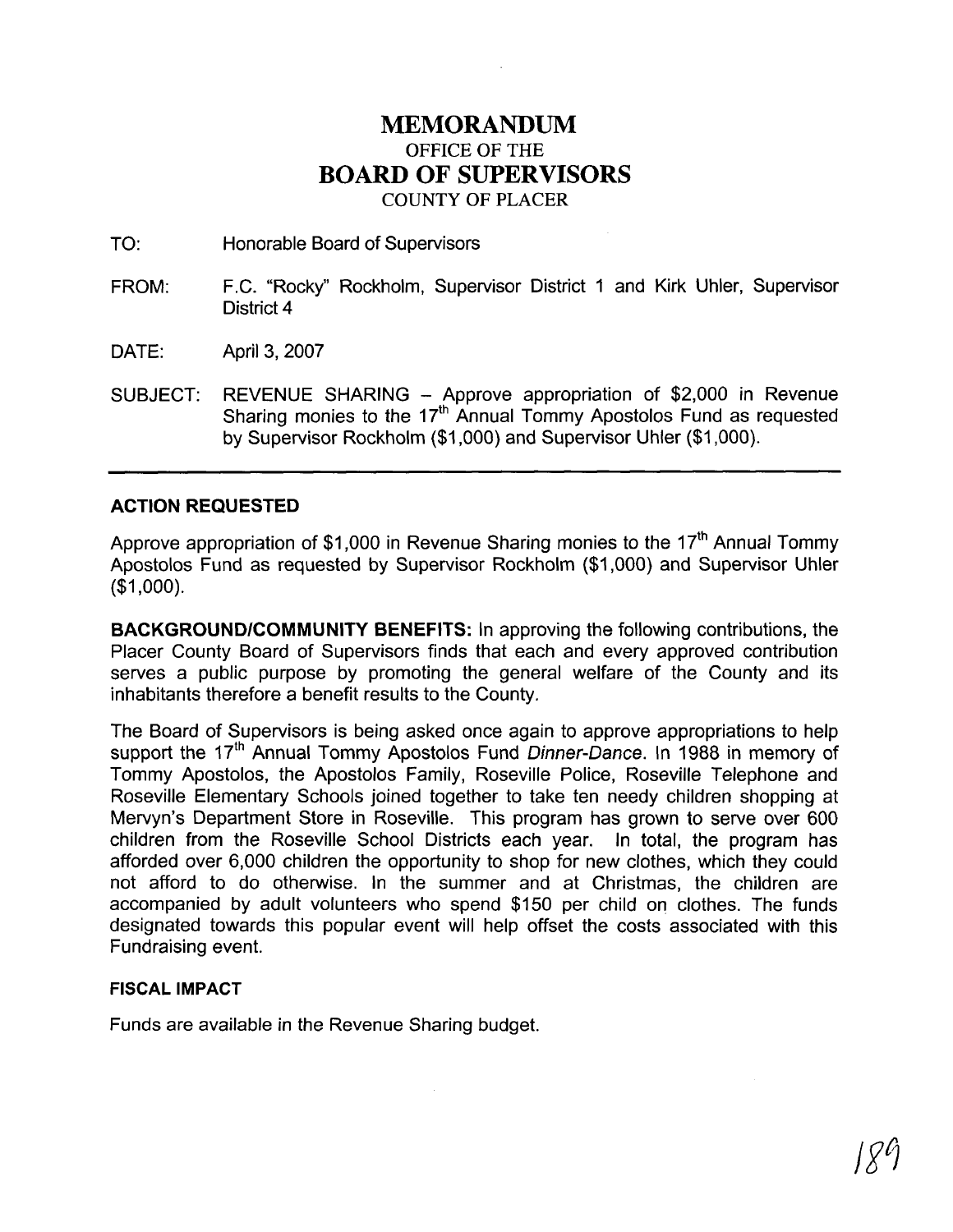# MEMORANDUM
## OFFICE OF THE
## BOARD OF SUPERVISORS
COUNTY OF PLACER

TO: Honorable Board of Supervisors

FROM: F.C. "Rocky" Rockholm, Supervisor District 1 and Kirk Uhler, Supervisor District 4

DATE: April 3, 2007

SUBJECT: REVENUE SHARING – Approve appropriation of $2,000 in Revenue Sharing monies to the 17th Annual Tommy Apostolos Fund as requested by Supervisor Rockholm ($1,000) and Supervisor Uhler ($1,000).

---

### ACTION REQUESTED

Approve appropriation of $1,000 in Revenue Sharing monies to the 17th Annual Tommy Apostolos Fund as requested by Supervisor Rockholm ($1,000) and Supervisor Uhler ($1,000).

**BACKGROUND/COMMUNITY BENEFITS:** In approving the following contributions, the Placer County Board of Supervisors finds that each and every approved contribution serves a public purpose by promoting the general welfare of the County and its inhabitants therefore a benefit results to the County.

The Board of Supervisors is being asked once again to approve appropriations to help support the 17th Annual Tommy Apostolos Fund *Dinner-Dance*. In 1988 in memory of Tommy Apostolos, the Apostolos Family, Roseville Police, Roseville Telephone and Roseville Elementary Schools joined together to take ten needy children shopping at Mervyn's Department Store in Roseville. This program has grown to serve over 600 children from the Roseville School Districts each year. In total, the program has afforded over 6,000 children the opportunity to shop for new clothes, which they could not afford to do otherwise. In the summer and at Christmas, the children are accompanied by adult volunteers who spend $150 per child on clothes. The funds designated towards this popular event will help offset the costs associated with this Fundraising event.

### FISCAL IMPACT

Funds are available in the Revenue Sharing budget.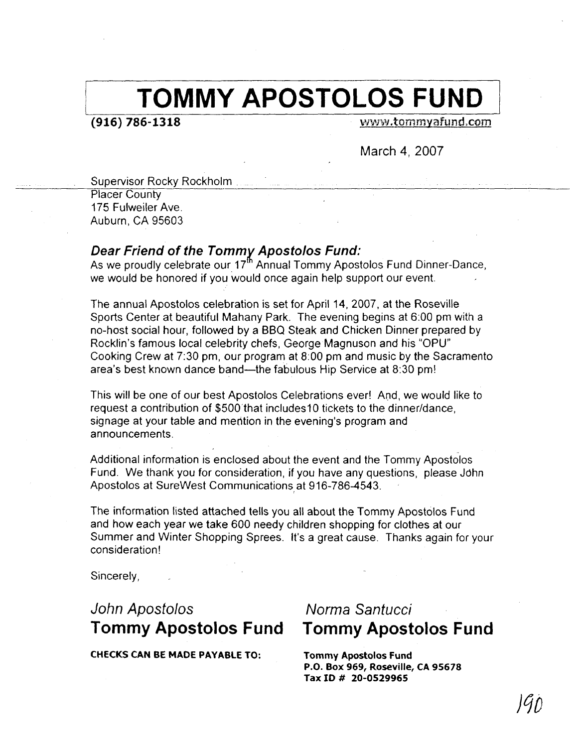# TOMMY APOSTOLOS FUND

**(916) 786-1318** www.tommyafund.com

March 4, 2007

Supervisor Rocky Rockholm
Placer County
175 Fulweiler Ave.
Auburn, CA 95603

***Dear Friend of the Tommy Apostolos Fund:***
As we proudly celebrate our 17th Annual Tommy Apostolos Fund Dinner-Dance, we would be honored if you would once again help support our event.

The annual Apostolos celebration is set for April 14, 2007, at the Roseville Sports Center at beautiful Mahany Park. The evening begins at 6:00 pm with a no-host social hour, followed by a BBQ Steak and Chicken Dinner prepared by Rocklin's famous local celebrity chefs, George Magnuson and his "OPU" Cooking Crew at 7:30 pm, our program at 8:00 pm and music by the Sacramento area's best known dance band—the fabulous Hip Service at 8:30 pm!

This will be one of our best Apostolos Celebrations ever! And, we would like to request a contribution of $500 that includes10 tickets to the dinner/dance, signage at your table and mention in the evening's program and announcements.

Additional information is enclosed about the event and the Tommy Apostolos Fund. We thank you for consideration, if you have any questions, please John Apostolos at SureWest Communications at 916-786-4543.

The information listed attached tells you all about the Tommy Apostolos Fund and how each year we take 600 needy children shopping for clothes at our Summer and Winter Shopping Sprees. It's a great cause. Thanks again for your consideration!

Sincerely,

*John Apostolos*
**Tommy Apostolos Fund**

*Norma Santucci*
**Tommy Apostolos Fund**

**CHECKS CAN BE MADE PAYABLE TO:**

**Tommy Apostolos Fund**
**P.O. Box 969, Roseville, CA 95678**
**Tax ID # 20-0529965**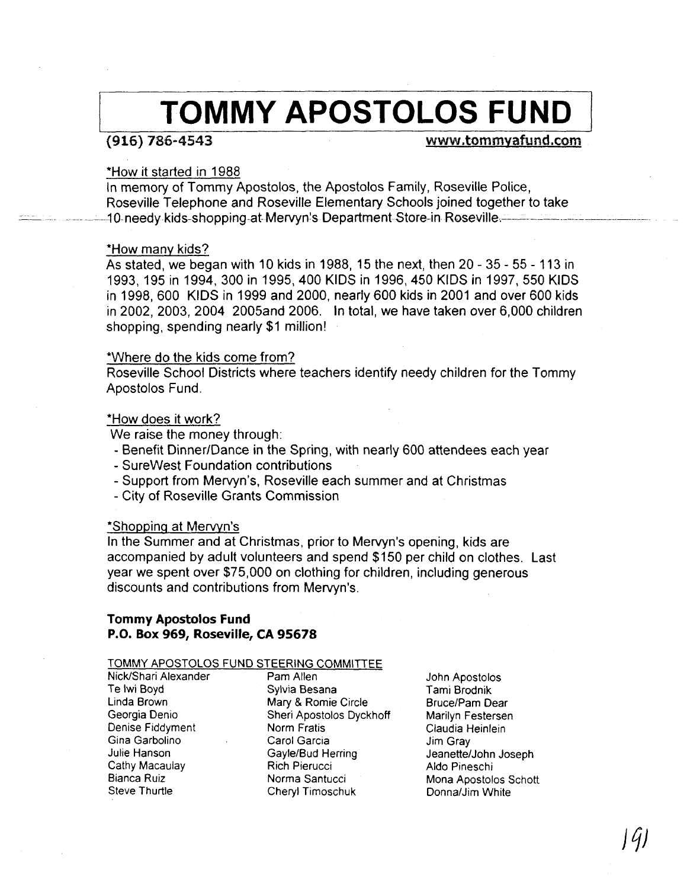# TOMMY APOSTOLOS FUND

**(916) 786-4543** **www.tommyafund.com**

*How it started in 1988

In memory of Tommy Apostolos, the Apostolos Family, Roseville Police, Roseville Telephone and Roseville Elementary Schools joined together to take 10 needy kids shopping at Mervyn's Department Store in Roseville.

*How many kids?

As stated, we began with 10 kids in 1988, 15 the next, then 20 - 35 - 55 - 113 in 1993, 195 in 1994, 300 in 1995, 400 KIDS in 1996, 450 KIDS in 1997, 550 KIDS in 1998, 600 KIDS in 1999 and 2000, nearly 600 kids in 2001 and over 600 kids in 2002, 2003, 2004 2005and 2006. In total, we have taken over 6,000 children shopping, spending nearly $1 million!

*Where do the kids come from?

Roseville School Districts where teachers identify needy children for the Tommy Apostolos Fund.

*How does it work?

We raise the money through:

- Benefit Dinner/Dance in the Spring, with nearly 600 attendees each year
- SureWest Foundation contributions
- Support from Mervyn's, Roseville each summer and at Christmas
- City of Roseville Grants Commission

*Shopping at Mervyn's

In the Summer and at Christmas, prior to Mervyn's opening, kids are accompanied by adult volunteers and spend $150 per child on clothes. Last year we spent over $75,000 on clothing for children, including generous discounts and contributions from Mervyn's.

**Tommy Apostolos Fund**
**P.O. Box 969, Roseville, CA 95678**

TOMMY APOSTOLOS FUND STEERING COMMITTEE

| | | |
|---|---|---|
| Nick/Shari Alexander | Pam Allen | John Apostolos |
| Te Iwi Boyd | Sylvia Besana | Tami Brodnik |
| Linda Brown | Mary & Romie Circle | Bruce/Pam Dear |
| Georgia Denio | Sheri Apostolos Dyckhoff | Marilyn Festersen |
| Denise Fiddyment | Norm Fratis | Claudia Heinlein |
| Gina Garbolino | Carol Garcia | Jim Gray |
| Julie Hanson | Gayle/Bud Herring | Jeanette/John Joseph |
| Cathy Macaulay | Rich Pierucci | Aldo Pineschi |
| Bianca Ruiz | Norma Santucci | Mona Apostolos Schott |
| Steve Thurtle | Cheryl Timoschuk | Donna/Jim White |